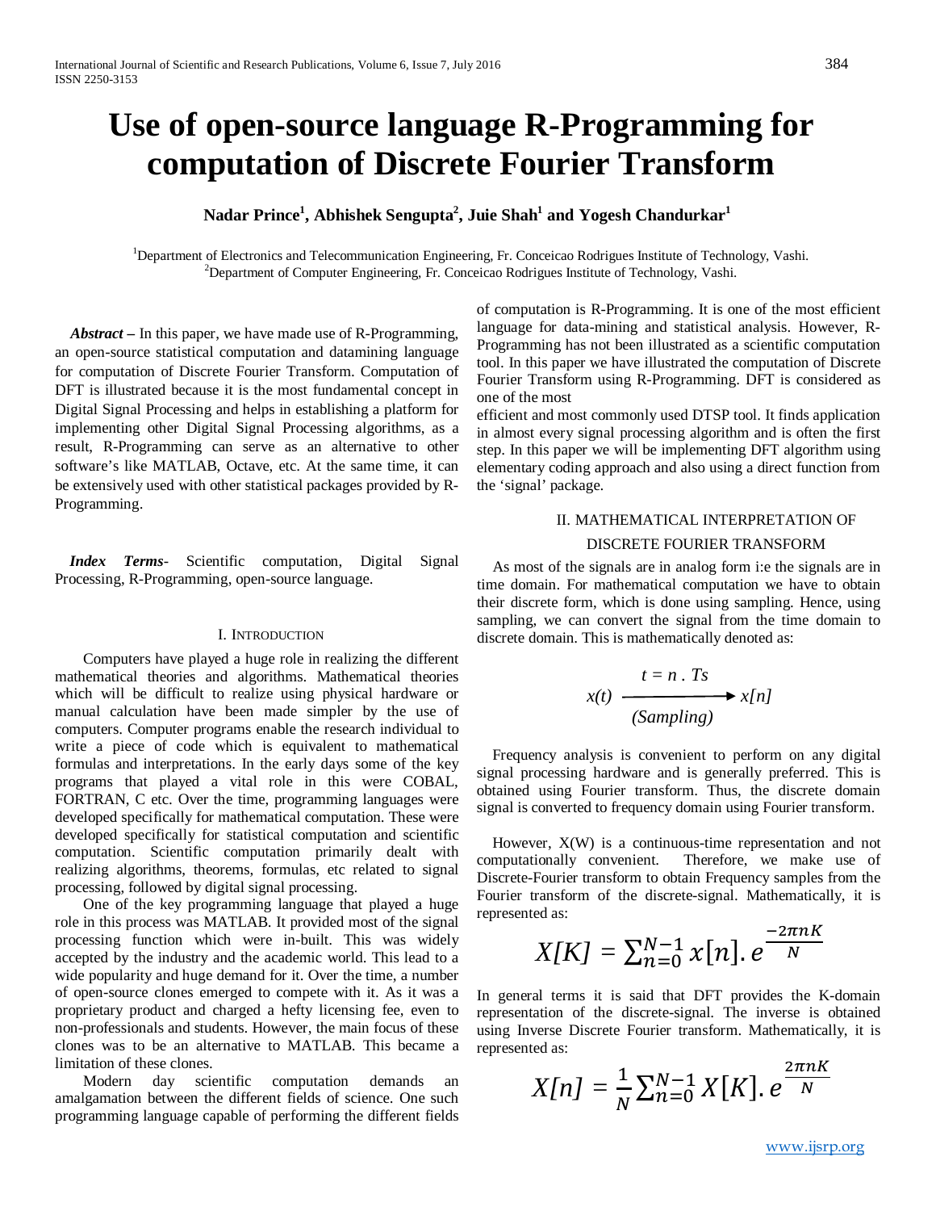# Use of open-source language R-Programming for computation of Discrete Fourier Transform

**Nadar Prince[1], Abhishek Sengupta[2], Juie Shah[1] and Yogesh Chandurkar[1]**

[1]Department of Electronics and Telecommunication Engineering, Fr. Conceicao Rodrigues Institute of Technology, Vashi.
[2]Department of Computer Engineering, Fr. Conceicao Rodrigues Institute of Technology, Vashi.

***Abstract*** – In this paper, we have made use of R-Programming, an open-source statistical computation and datamining language for computation of Discrete Fourier Transform. Computation of DFT is illustrated because it is the most fundamental concept in Digital Signal Processing and helps in establishing a platform for implementing other Digital Signal Processing algorithms, as a result, R-Programming can serve as an alternative to other software's like MATLAB, Octave, etc. At the same time, it can be extensively used with other statistical packages provided by R-Programming.

***Index Terms***- Scientific computation, Digital Signal Processing, R-Programming, open-source language.

## I. Introduction

Computers have played a huge role in realizing the different mathematical theories and algorithms. Mathematical theories which will be difficult to realize using physical hardware or manual calculation have been made simpler by the use of computers. Computer programs enable the research individual to write a piece of code which is equivalent to mathematical formulas and interpretations. In the early days some of the key programs that played a vital role in this were COBAL, FORTRAN, C etc. Over the time, programming languages were developed specifically for mathematical computation. These were developed specifically for statistical computation and scientific computation. Scientific computation primarily dealt with realizing algorithms, theorems, formulas, etc related to signal processing, followed by digital signal processing.

One of the key programming language that played a huge role in this process was MATLAB. It provided most of the signal processing function which were in-built. This was widely accepted by the industry and the academic world. This lead to a wide popularity and huge demand for it. Over the time, a number of open-source clones emerged to compete with it. As it was a proprietary product and charged a hefty licensing fee, even to non-professionals and students. However, the main focus of these clones was to be an alternative to MATLAB. This became a limitation of these clones.

Modern day scientific computation demands an amalgamation between the different fields of science. One such programming language capable of performing the different fields of computation is R-Programming. It is one of the most efficient language for data-mining and statistical analysis. However, R-Programming has not been illustrated as a scientific computation tool. In this paper we have illustrated the computation of Discrete Fourier Transform using R-Programming. DFT is considered as one of the most

efficient and most commonly used DTSP tool. It finds application in almost every signal processing algorithm and is often the first step. In this paper we will be implementing DFT algorithm using elementary coding approach and also using a direct function from the 'signal' package.

## II. Mathematical Interpretation of Discrete Fourier Transform

As most of the signals are in analog form i:e the signals are in time domain. For mathematical computation we have to obtain their discrete form, which is done using sampling. Hence, using sampling, we can convert the signal from the time domain to discrete domain. This is mathematically denoted as:

$$x(t) \xrightarrow[\text{(Sampling)}]{t\, =\, n\, .\, Ts} x[n]$$

Frequency analysis is convenient to perform on any digital signal processing hardware and is generally preferred. This is obtained using Fourier transform. Thus, the discrete domain signal is converted to frequency domain using Fourier transform.

However, X(W) is a continuous-time representation and not computationally convenient. Therefore, we make use of Discrete-Fourier transform to obtain Frequency samples from the Fourier transform of the discrete-signal. Mathematically, it is represented as:

$$X[K] = \sum_{n=0}^{N-1} x[n].\, e^{\frac{-2\pi nK}{N}}$$

In general terms it is said that DFT provides the K-domain representation of the discrete-signal. The inverse is obtained using Inverse Discrete Fourier transform. Mathematically, it is represented as:

$$X[n] = \frac{1}{N}\sum_{n=0}^{N-1} X[K].\, e^{\frac{2\pi nK}{N}}$$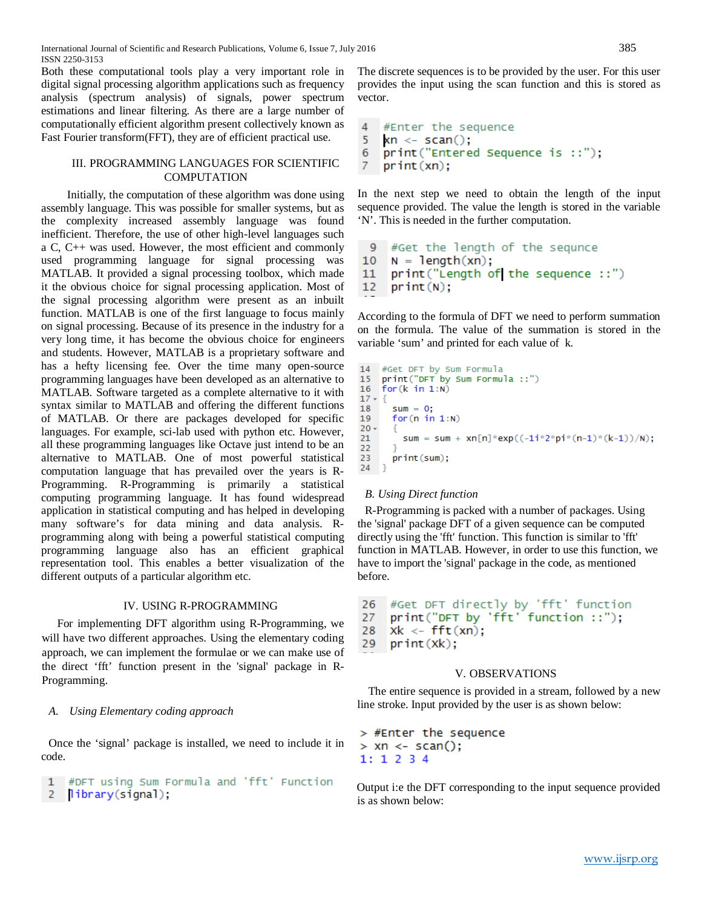Both these computational tools play a very important role in digital signal processing algorithm applications such as frequency analysis (spectrum analysis) of signals, power spectrum estimations and linear filtering. As there are a large number of computationally efficient algorithm present collectively known as Fast Fourier transform(FFT), they are of efficient practical use.

## III. PROGRAMMING LANGUAGES FOR SCIENTIFIC COMPUTATION

Initially, the computation of these algorithm was done using assembly language. This was possible for smaller systems, but as the complexity increased assembly language was found inefficient. Therefore, the use of other high-level languages such a C, C++ was used. However, the most efficient and commonly used programming language for signal processing was MATLAB. It provided a signal processing toolbox, which made it the obvious choice for signal processing application. Most of the signal processing algorithm were present as an inbuilt function. MATLAB is one of the first language to focus mainly on signal processing. Because of its presence in the industry for a very long time, it has become the obvious choice for engineers and students. However, MATLAB is a proprietary software and has a hefty licensing fee. Over the time many open-source programming languages have been developed as an alternative to MATLAB. Software targeted as a complete alternative to it with syntax similar to MATLAB and offering the different functions of MATLAB. Or there are packages developed for specific languages. For example, sci-lab used with python etc. However, all these programming languages like Octave just intend to be an alternative to MATLAB. One of most powerful statistical computation language that has prevailed over the years is R-Programming. R-Programming is primarily a statistical computing programming language. It has found widespread application in statistical computing and has helped in developing many software's for data mining and data analysis. R-programming along with being a powerful statistical computing programming language also has an efficient graphical representation tool. This enables a better visualization of the different outputs of a particular algorithm etc.

## IV. USING R-PROGRAMMING

For implementing DFT algorithm using R-Programming, we will have two different approaches. Using the elementary coding approach, we can implement the formulae or we can make use of the direct 'fft' function present in the 'signal' package in R-Programming.

### *A. Using Elementary coding approach*

Once the 'signal' package is installed, we need to include it in code.

```
1  #DFT using Sum Formula and 'fft' Function
2  library(signal);
```

The discrete sequences is to be provided by the user. For this user provides the input using the scan function and this is stored as vector.

```
4  #Enter the sequence
5  xn <- scan();
6  print("Entered Sequence is ::");
7  print(xn);
```

In the next step we need to obtain the length of the input sequence provided. The value the length is stored in the variable 'N'. This is needed in the further computation.

```
9  #Get the length of the sequnce
10 N = length(xn);
11 print("Length of the sequence ::")
12 print(N);
```

According to the formula of DFT we need to perform summation on the formula. The value of the summation is stored in the variable 'sum' and printed for each value of k.

```
14 #Get DFT by Sum Formula
15 print("DFT by Sum Formula ::")
16 for(k in 1:N)
17 {
18   sum = 0;
19   for(n in 1:N)
20   {
21     sum = sum + xn[n]*exp((-1i*2*pi*(n-1)*(k-1))/N);
22   }
23   print(sum);
24 }
```

### *B. Using Direct function*

R-Programming is packed with a number of packages. Using the 'signal' package DFT of a given sequence can be computed directly using the 'fft' function. This function is similar to 'fft' function in MATLAB. However, in order to use this function, we have to import the 'signal' package in the code, as mentioned before.

```
26 #Get DFT directly by 'fft' function
27 print("DFT by 'fft' function ::");
28 xk <- fft(xn);
29 print(xk);
```

## V. OBSERVATIONS

The entire sequence is provided in a stream, followed by a new line stroke. Input provided by the user is as shown below:

```
> #Enter the sequence
> xn <- scan();
1: 1 2 3 4
```

Output i:e the DFT corresponding to the input sequence provided is as shown below: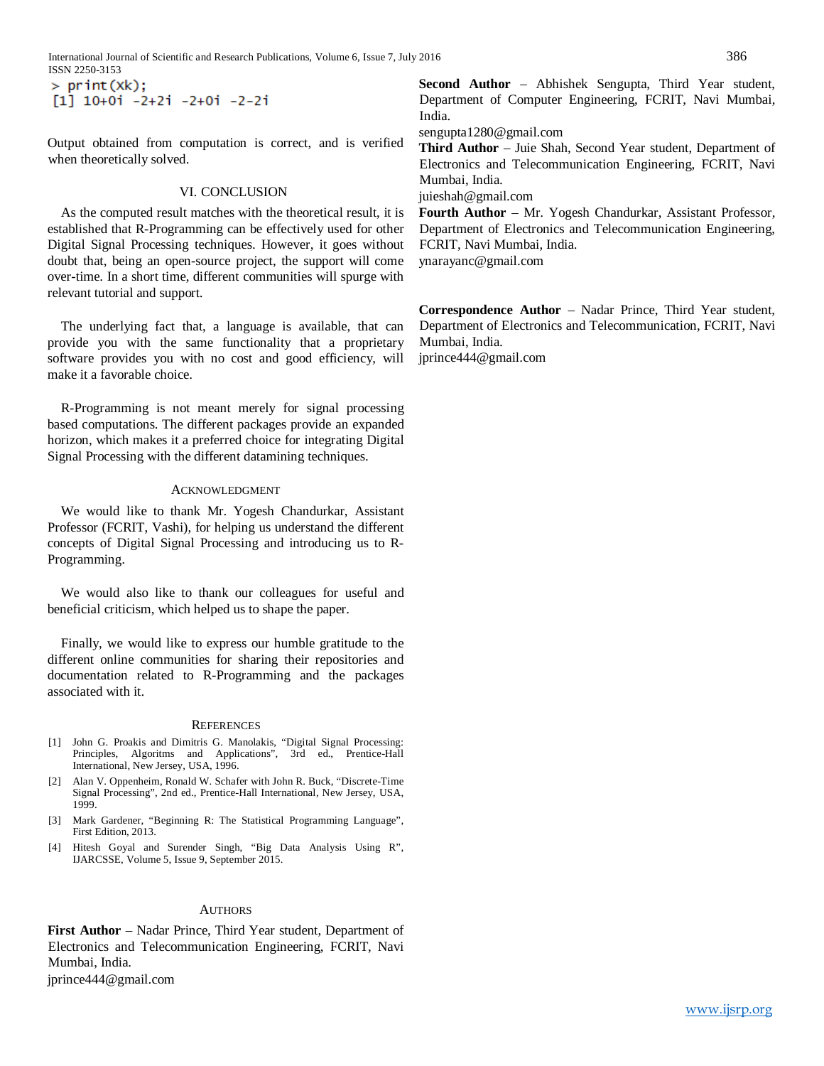```
> print(Xk);
[1] 10+0i -2+2i -2+0i -2-2i
```

Output obtained from computation is correct, and is verified when theoretically solved.

## VI. CONCLUSION

As the computed result matches with the theoretical result, it is established that R-Programming can be effectively used for other Digital Signal Processing techniques. However, it goes without doubt that, being an open-source project, the support will come over-time. In a short time, different communities will spurge with relevant tutorial and support.

The underlying fact that, a language is available, that can provide you with the same functionality that a proprietary software provides you with no cost and good efficiency, will make it a favorable choice.

R-Programming is not meant merely for signal processing based computations. The different packages provide an expanded horizon, which makes it a preferred choice for integrating Digital Signal Processing with the different datamining techniques.

## ACKNOWLEDGMENT

We would like to thank Mr. Yogesh Chandurkar, Assistant Professor (FCRIT, Vashi), for helping us understand the different concepts of Digital Signal Processing and introducing us to R-Programming.

We would also like to thank our colleagues for useful and beneficial criticism, which helped us to shape the paper.

Finally, we would like to express our humble gratitude to the different online communities for sharing their repositories and documentation related to R-Programming and the packages associated with it.

## REFERENCES

[1] John G. Proakis and Dimitris G. Manolakis, "Digital Signal Processing: Principles, Algoritms and Applications", 3rd ed., Prentice-Hall International, New Jersey, USA, 1996.

[2] Alan V. Oppenheim, Ronald W. Schafer with John R. Buck, "Discrete-Time Signal Processing", 2nd ed., Prentice-Hall International, New Jersey, USA, 1999.

[3] Mark Gardener, "Beginning R: The Statistical Programming Language", First Edition, 2013.

[4] Hitesh Goyal and Surender Singh, "Big Data Analysis Using R", IJARCSSE, Volume 5, Issue 9, September 2015.

## AUTHORS

**First Author** – Nadar Prince, Third Year student, Department of Electronics and Telecommunication Engineering, FCRIT, Navi Mumbai, India.
jprince444@gmail.com

**Second Author** – Abhishek Sengupta, Third Year student, Department of Computer Engineering, FCRIT, Navi Mumbai, India.
sengupta1280@gmail.com

**Third Author** – Juie Shah, Second Year student, Department of Electronics and Telecommunication Engineering, FCRIT, Navi Mumbai, India.
juieshah@gmail.com

**Fourth Author** – Mr. Yogesh Chandurkar, Assistant Professor, Department of Electronics and Telecommunication Engineering, FCRIT, Navi Mumbai, India.
ynarayanc@gmail.com

**Correspondence Author** – Nadar Prince, Third Year student, Department of Electronics and Telecommunication, FCRIT, Navi Mumbai, India.
jprince444@gmail.com